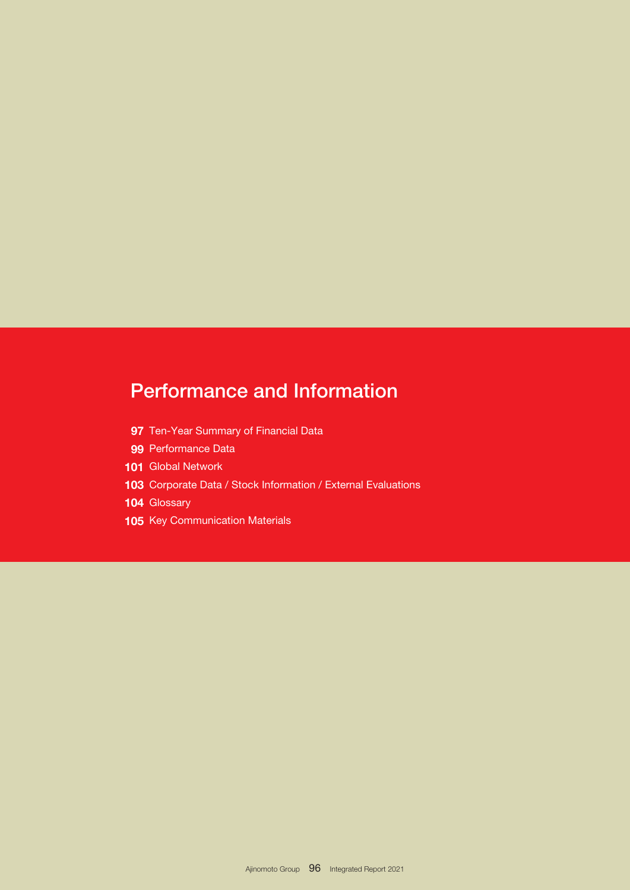# Performance and Information

97 Ten-Year Summary of Financial Data

99 Performance Data

101 Global Network

103 Corporate Data / Stock Information / External Evaluations

104 Glossary

105 Key Communication Materials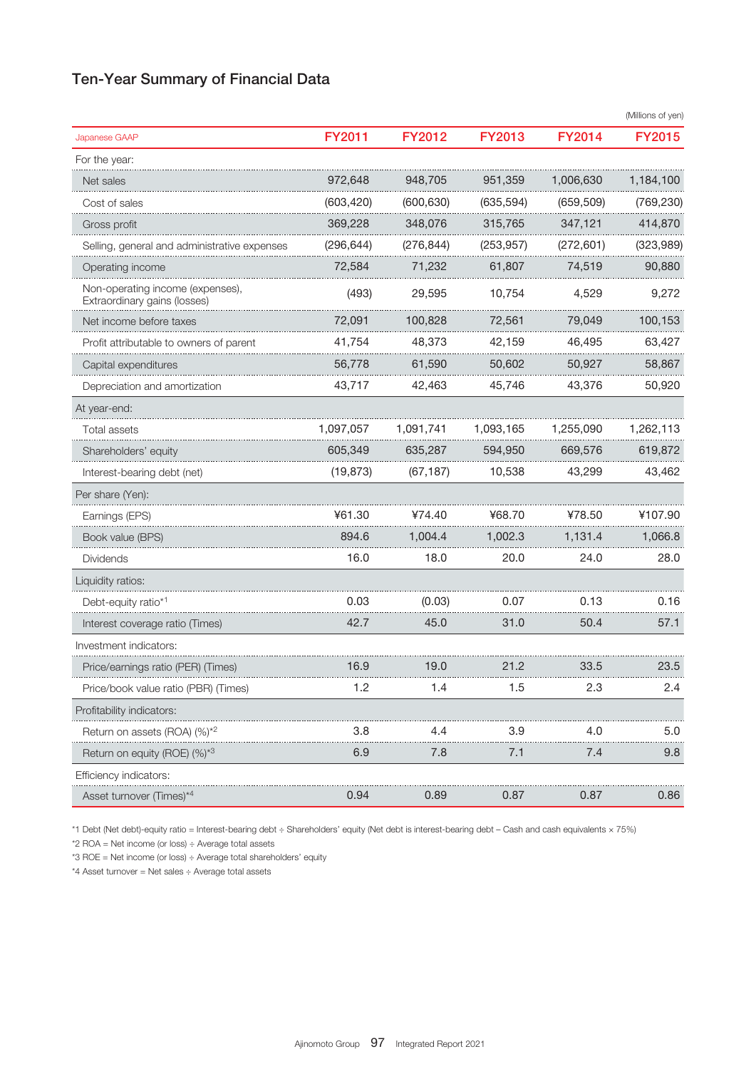## Ten-Year Summary of Financial Data

(Millions of yen)

| Japanese GAAP | FY2011 | FY2012 | FY2013 | FY2014 | FY2015 |
|---|---|---|---|---|---|
| For the year: | | | | | |
| Net sales | 972,648 | 948,705 | 951,359 | 1,006,630 | 1,184,100 |
| Cost of sales | (603,420) | (600,630) | (635,594) | (659,509) | (769,230) |
| Gross profit | 369,228 | 348,076 | 315,765 | 347,121 | 414,870 |
| Selling, general and administrative expenses | (296,644) | (276,844) | (253,957) | (272,601) | (323,989) |
| Operating income | 72,584 | 71,232 | 61,807 | 74,519 | 90,880 |
| Non-operating income (expenses), Extraordinary gains (losses) | (493) | 29,595 | 10,754 | 4,529 | 9,272 |
| Net income before taxes | 72,091 | 100,828 | 72,561 | 79,049 | 100,153 |
| Profit attributable to owners of parent | 41,754 | 48,373 | 42,159 | 46,495 | 63,427 |
| Capital expenditures | 56,778 | 61,590 | 50,602 | 50,927 | 58,867 |
| Depreciation and amortization | 43,717 | 42,463 | 45,746 | 43,376 | 50,920 |
| At year-end: | | | | | |
| Total assets | 1,097,057 | 1,091,741 | 1,093,165 | 1,255,090 | 1,262,113 |
| Shareholders' equity | 605,349 | 635,287 | 594,950 | 669,576 | 619,872 |
| Interest-bearing debt (net) | (19,873) | (67,187) | 10,538 | 43,299 | 43,462 |
| Per share (Yen): | | | | | |
| Earnings (EPS) | ¥61.30 | ¥74.40 | ¥68.70 | ¥78.50 | ¥107.90 |
| Book value (BPS) | 894.6 | 1,004.4 | 1,002.3 | 1,131.4 | 1,066.8 |
| Dividends | 16.0 | 18.0 | 20.0 | 24.0 | 28.0 |
| Liquidity ratios: | | | | | |
| Debt-equity ratio*1 | 0.03 | (0.03) | 0.07 | 0.13 | 0.16 |
| Interest coverage ratio (Times) | 42.7 | 45.0 | 31.0 | 50.4 | 57.1 |
| Investment indicators: | | | | | |
| Price/earnings ratio (PER) (Times) | 16.9 | 19.0 | 21.2 | 33.5 | 23.5 |
| Price/book value ratio (PBR) (Times) | 1.2 | 1.4 | 1.5 | 2.3 | 2.4 |
| Profitability indicators: | | | | | |
| Return on assets (ROA) (%)*2 | 3.8 | 4.4 | 3.9 | 4.0 | 5.0 |
| Return on equity (ROE) (%)*3 | 6.9 | 7.8 | 7.1 | 7.4 | 9.8 |
| Efficiency indicators: | | | | | |
| Asset turnover (Times)*4 | 0.94 | 0.89 | 0.87 | 0.87 | 0.86 |

*1 Debt (Net debt)-equity ratio = Interest-bearing debt ÷ Shareholders' equity (Net debt is interest-bearing debt – Cash and cash equivalents × 75%)

*2 ROA = Net income (or loss) ÷ Average total assets

*3 ROE = Net income (or loss) ÷ Average total shareholders' equity

*4 Asset turnover = Net sales ÷ Average total assets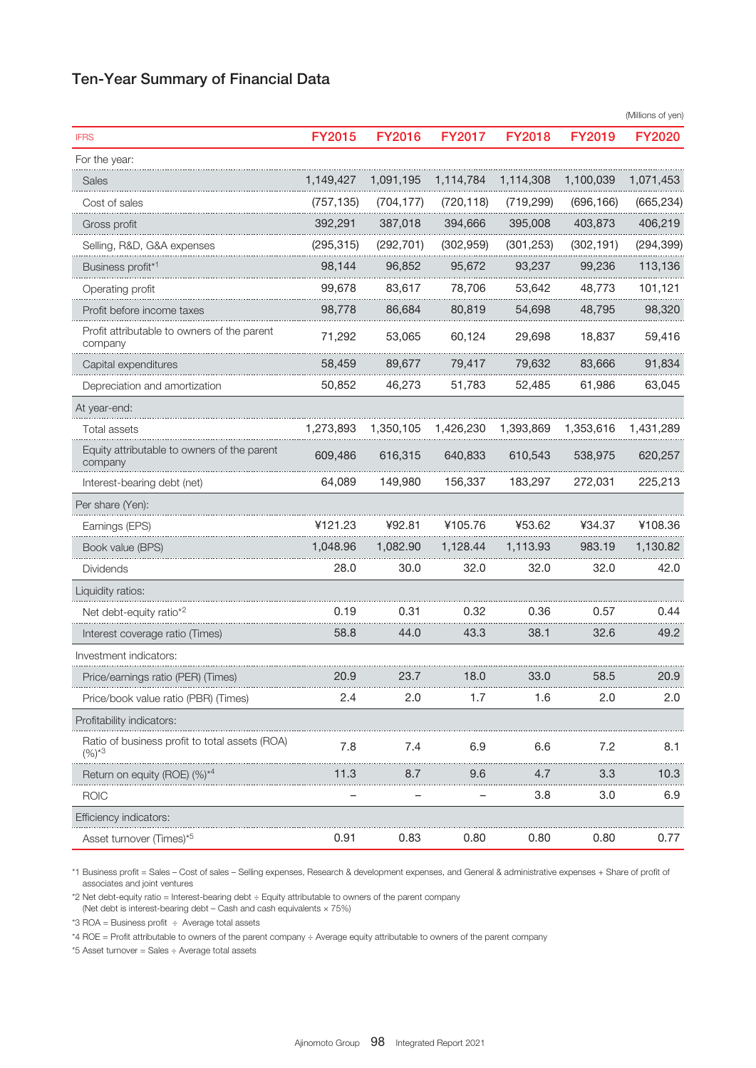## Ten-Year Summary of Financial Data

(Millions of yen)

| IFRS | FY2015 | FY2016 | FY2017 | FY2018 | FY2019 | FY2020 |
|---|---|---|---|---|---|---|
| For the year: | | | | | | |
| Sales | 1,149,427 | 1,091,195 | 1,114,784 | 1,114,308 | 1,100,039 | 1,071,453 |
| Cost of sales | (757,135) | (704,177) | (720,118) | (719,299) | (696,166) | (665,234) |
| Gross profit | 392,291 | 387,018 | 394,666 | 395,008 | 403,873 | 406,219 |
| Selling, R&D, G&A expenses | (295,315) | (292,701) | (302,959) | (301,253) | (302,191) | (294,399) |
| Business profit*1 | 98,144 | 96,852 | 95,672 | 93,237 | 99,236 | 113,136 |
| Operating profit | 99,678 | 83,617 | 78,706 | 53,642 | 48,773 | 101,121 |
| Profit before income taxes | 98,778 | 86,684 | 80,819 | 54,698 | 48,795 | 98,320 |
| Profit attributable to owners of the parent company | 71,292 | 53,065 | 60,124 | 29,698 | 18,837 | 59,416 |
| Capital expenditures | 58,459 | 89,677 | 79,417 | 79,632 | 83,666 | 91,834 |
| Depreciation and amortization | 50,852 | 46,273 | 51,783 | 52,485 | 61,986 | 63,045 |
| At year-end: | | | | | | |
| Total assets | 1,273,893 | 1,350,105 | 1,426,230 | 1,393,869 | 1,353,616 | 1,431,289 |
| Equity attributable to owners of the parent company | 609,486 | 616,315 | 640,833 | 610,543 | 538,975 | 620,257 |
| Interest-bearing debt (net) | 64,089 | 149,980 | 156,337 | 183,297 | 272,031 | 225,213 |
| Per share (Yen): | | | | | | |
| Earnings (EPS) | ¥121.23 | ¥92.81 | ¥105.76 | ¥53.62 | ¥34.37 | ¥108.36 |
| Book value (BPS) | 1,048.96 | 1,082.90 | 1,128.44 | 1,113.93 | 983.19 | 1,130.82 |
| Dividends | 28.0 | 30.0 | 32.0 | 32.0 | 32.0 | 42.0 |
| Liquidity ratios: | | | | | | |
| Net debt-equity ratio*2 | 0.19 | 0.31 | 0.32 | 0.36 | 0.57 | 0.44 |
| Interest coverage ratio (Times) | 58.8 | 44.0 | 43.3 | 38.1 | 32.6 | 49.2 |
| Investment indicators: | | | | | | |
| Price/earnings ratio (PER) (Times) | 20.9 | 23.7 | 18.0 | 33.0 | 58.5 | 20.9 |
| Price/book value ratio (PBR) (Times) | 2.4 | 2.0 | 1.7 | 1.6 | 2.0 | 2.0 |
| Profitability indicators: | | | | | | |
| Ratio of business profit to total assets (ROA) (%)*3 | 7.8 | 7.4 | 6.9 | 6.6 | 7.2 | 8.1 |
| Return on equity (ROE) (%)*4 | 11.3 | 8.7 | 9.6 | 4.7 | 3.3 | 10.3 |
| ROIC | – | – | – | 3.8 | 3.0 | 6.9 |
| Efficiency indicators: | | | | | | |
| Asset turnover (Times)*5 | 0.91 | 0.83 | 0.80 | 0.80 | 0.80 | 0.77 |

*1 Business profit = Sales – Cost of sales – Selling expenses, Research & development expenses, and General & administrative expenses + Share of profit of associates and joint ventures

*2 Net debt-equity ratio = Interest-bearing debt ÷ Equity attributable to owners of the parent company
(Net debt is interest-bearing debt – Cash and cash equivalents × 75%)

*3 ROA = Business profit ÷ Average total assets

*4 ROE = Profit attributable to owners of the parent company ÷ Average equity attributable to owners of the parent company

*5 Asset turnover = Sales ÷ Average total assets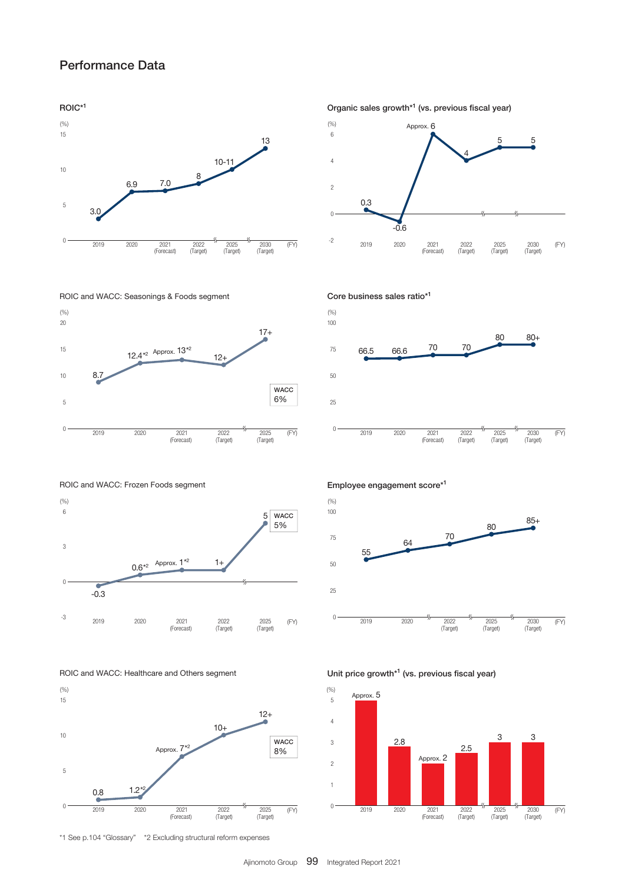## Performance Data

### ROIC[*1]

| FY | 2019 | 2020 | 2021 (Forecast) | 2022 (Target) | 2025 (Target) | 2030 (Target) |
|---|---|---|---|---|---|---|
| ROIC (%) | 3.0 | 6.9 | 7.0 | 8 | 10-11 | 13 |

### Organic sales growth[*1] (vs. previous fiscal year)

| FY | 2019 | 2020 | 2021 (Forecast) | 2022 (Target) | 2025 (Target) | 2030 (Target) |
|---|---|---|---|---|---|---|
| (%) | 0.3 | -0.6 | Approx. 6 | 4 | 5 | 5 |

### ROIC and WACC: Seasonings & Foods segment

| FY | 2019 | 2020 | 2021 (Forecast) | 2022 (Target) | 2025 (Target) |
|---|---|---|---|---|---|
| ROIC (%) | 8.7 | 12.4[*2] | Approx. 13[*2] | 12+ | 17+ |

WACC 6%

### Core business sales ratio[*1]

| FY | 2019 | 2020 | 2021 (Forecast) | 2022 (Target) | 2025 (Target) | 2030 (Target) |
|---|---|---|---|---|---|---|
| (%) | 66.5 | 66.6 | 70 | 70 | 80 | 80+ |

### ROIC and WACC: Frozen Foods segment

| FY | 2019 | 2020 | 2021 (Forecast) | 2022 (Target) | 2025 (Target) |
|---|---|---|---|---|---|
| ROIC (%) | -0.3 | 0.6[*2] | Approx. 1[*2] | 1+ | 5 |

WACC 5%

### Employee engagement score[*1]

| FY | 2019 | 2020 | 2022 (Target) | 2025 (Target) | 2030 (Target) |
|---|---|---|---|---|---|
| (%) | 55 | 64 | 70 | 80 | 85+ |

### ROIC and WACC: Healthcare and Others segment

| FY | 2019 | 2020 | 2021 (Forecast) | 2022 (Target) | 2025 (Target) |
|---|---|---|---|---|---|
| ROIC (%) | 0.8 | 1.2[*2] | Approx. 7[*2] | 10+ | 12+ |

WACC 8%

### Unit price growth[*1] (vs. previous fiscal year)

| FY | 2019 | 2020 | 2021 (Forecast) | 2022 (Target) | 2025 (Target) | 2030 (Target) |
|---|---|---|---|---|---|---|
| (%) | Approx. 5 | 2.8 | Approx. 2 | 2.5 | 3 | 3 |

*1 See p.104 "Glossary" *2 Excluding structural reform expenses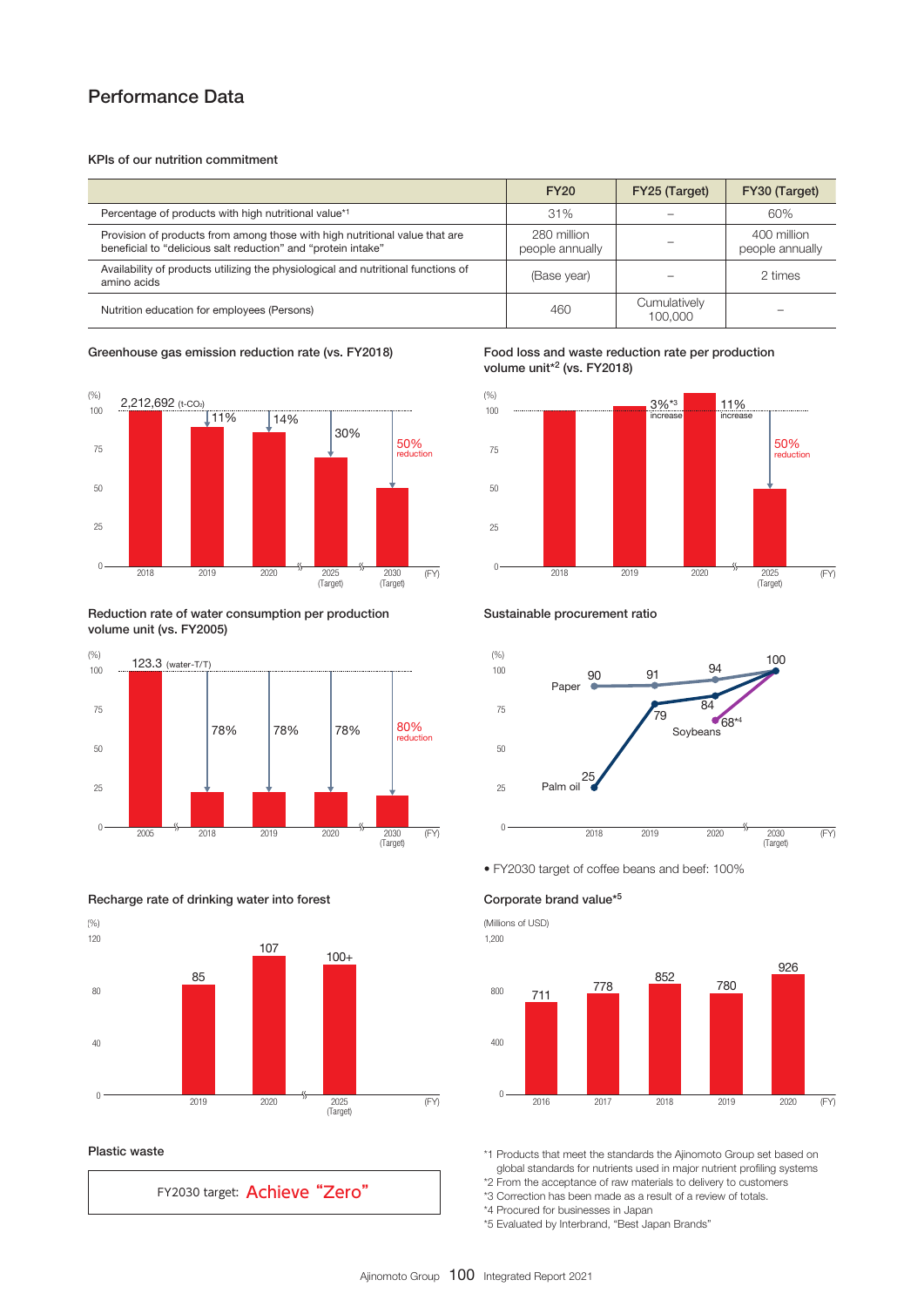# Performance Data

### KPIs of our nutrition commitment

| | FY20 | FY25 (Target) | FY30 (Target) |
|---|---|---|---|
| Percentage of products with high nutritional value*1 | 31% | – | 60% |
| Provision of products from among those with high nutritional value that are beneficial to "delicious salt reduction" and "protein intake" | 280 million people annually | – | 400 million people annually |
| Availability of products utilizing the physiological and nutritional functions of amino acids | (Base year) | – | 2 times |
| Nutrition education for employees (Persons) | 460 | Cumulatively 100,000 | – |

### Greenhouse gas emission reduction rate (vs. FY2018)

(%)

| FY | Value |
|---|---|
| 2018 | 2,212,692 (t-$CO_2$) (100) |
| 2019 | 11% reduction |
| 2020 | 14% reduction |
| 2025 (Target) | 30% reduction |
| 2030 (Target) | 50% reduction |

### Food loss and waste reduction rate per production volume unit*2 (vs. FY2018)

(%)

| FY | Value |
|---|---|
| 2018 | 100 |
| 2019 | 3%*3 increase |
| 2020 | 11% increase |
| 2025 (Target) | 50% reduction |

### Reduction rate of water consumption per production volume unit (vs. FY2005)

(%)

| FY | Value |
|---|---|
| 2005 | 123.3 (water-T/T) (100) |
| 2018 | 78% |
| 2019 | 78% |
| 2020 | 78% |
| 2030 (Target) | 80% reduction |

### Sustainable procurement ratio

(%)

| | 2018 | 2019 | 2020 | 2030 (Target) |
|---|---|---|---|---|
| Paper | 90 | 91 | 94 | 100 |
| Palm oil | 25 | 79 | 84 | 100 |
| Soybeans | | | 68*4 | 100 |

- FY2030 target of coffee beans and beef: 100%

### Recharge rate of drinking water into forest

(%)

| FY | Value |
|---|---|
| 2019 | 85 |
| 2020 | 107 |
| 2025 (Target) | 100+ |

### Corporate brand value*5

(Millions of USD)

| FY | Value |
|---|---|
| 2016 | 711 |
| 2017 | 778 |
| 2018 | 852 |
| 2019 | 780 |
| 2020 | 926 |

### Plastic waste

FY2030 target: **Achieve "Zero"**

*1 Products that meet the standards the Ajinomoto Group set based on global standards for nutrients used in major nutrient profiling systems
*2 From the acceptance of raw materials to delivery to customers
*3 Correction has been made as a result of a review of totals.
*4 Procured for businesses in Japan
*5 Evaluated by Interbrand, "Best Japan Brands"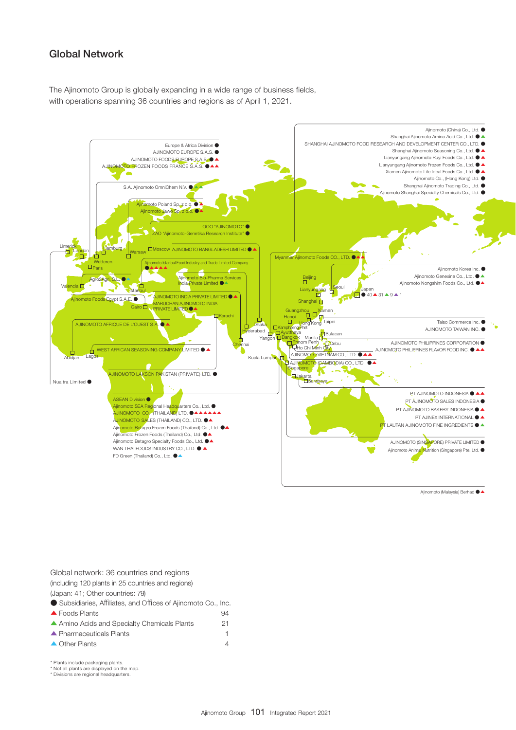## Global Network

The Ajinomoto Group is globally expanding in a wide range of business fields, with operations spanning 36 countries and regions as of April 1, 2021.

Europe & Africa Division ●
AJINOMOTO EUROPE S.A.S. ●
AJINOMOTO FOODS EUROPE S.A.S. ●▲
AJINOMOTO FROZEN FOODS FRANCE S.A.S. ●▲▲

S.A. Ajinomoto OmniChem N.V. ●▲▲

Ajinomoto Poland Sp. z o.o. ●▲
Ajinomoto Jawa Sp. z o.o. ●▲

OOO "AJINOMOTO" ●
ZAO "Ajinomoto-Genetika Research Institute" ●

Moscow AJINOMOTO BANGLADESH LIMITED ●▲

Ajinomoto Istanbul Food Industry and Trade Limited Company ●▲▲▲▲

Ajinomoto Bio-Pharma Services India Private Limited ●▲

Agro2Agri, S.L. ●▲

Ajinomoto Foods Egypt S.A.E. ●

AJINOMOTO INDIA PRIVATE LIMITED ●▲
MARUCHAN AJINOMOTO INDIA PRIVATE LIMITED ●▲

AJINOMOTO AFRIQUE DE L'OUEST S.A. ●▲

WEST AFRICAN SEASONING COMPANY LIMITED ●▲

AJINOMOTO LAKSON PAKISTAN (PRIVATE) LTD. ●

Nualtra Limited ●

Limerick, London, Hamburg, Warsaw, Wetteren, Paris, Valencia, Istanbul, Cairo, Karachi, Dhaka, Hyderabad, Chennai, Abidjan, Lagos, Yangon, Kuala Lumpur

ASEAN Division ●
Ajinomoto SEA Regional Headquarters Co., Ltd. ●
AJINOMOTO CO., (THAILAND) LTD. ●▲▲▲▲▲▲
AJINOMOTO SALES (THAILAND) CO., LTD. ●▲
Ajinomoto Betagro Frozen Foods (Thailand) Co., Ltd. ●▲
Ajinomoto Frozen Foods (Thailand) Co., Ltd. ●▲
Ajinomoto Betagro Specialty Foods Co., Ltd. ●▲
WAN THAI FOODS INDUSTRY CO., LTD. ●▲
FD Green (Thailand) Co., Ltd. ●▲

Ajinomoto (China) Co., Ltd. ●
Shanghai Ajinomoto Amino Acid Co., Ltd. ●▲
SHANGHAI AJINOMOTO FOOD RESEARCH AND DEVELOPMENT CENTER CO., LTD. ●
Shanghai Ajinomoto Seasoning Co., Ltd. ●▲
Lianyungang Ajinomoto Ruyi Foods Co., Ltd. ●▲
Lianyungang Ajinomoto Frozen Foods Co., Ltd. ●▲
Xiamen Ajinomoto Life Ideal Foods Co., Ltd. ●▲
Ajinomoto Co., (Hong Kong) Ltd. ●
Shanghai Ajinomoto Trading Co., Ltd. ●
Ajinomoto Shanghai Specialty Chemicals Co., Ltd. ●

Myanmar Ajinomoto Foods CO., LTD. ●▲▲

Ajinomoto Korea Inc. ●
Ajinomoto Genexine Co., Ltd. ●▲
Ajinomoto Nongshim Foods Co., Ltd. ●▲

Japan ● 40 ▲ 31 ▲ 9 ▲ 1

Beijing, Lianyungang, Seoul, Shanghai, Guangzhou, Xiamen, Hanoi, Hong Kong, Taipei, Kamphaeng Phet, Ayutthaya, Bangkok, Manila, Bulacan, Phnom Penh, Cebu, Ho Chi Minh City, Singapore, Jakarta, Surabaya

Taiso Commerce Inc. ●
AJINOMOTO TAIWAN INC. ●

AJINOMOTO PHILIPPINES CORPORATION ●
AJINOMOTO PHILIPPINES FLAVOR FOOD INC. ●▲▲

AJINOMOTO VIETNAM CO., LTD. ●▲▲
AJINOMOTO (CAMBODIA) CO., LTD. ●▲

PT AJINOMOTO INDONESIA ●▲▲
PT AJINOMOTO SALES INDONESIA ●
PT AJINOMOTO BAKERY INDONESIA ●▲
PT AJINEX INTERNATIONAL ●▲
PT LAUTAN AJINOMOTO FINE INGREDIENTS ●▲

AJINOMOTO (SINGAPORE) PRIVATE LIMITED ●
Ajinomoto Animal Nutrition (Singapore) Pte. Ltd. ●

Ajinomoto (Malaysia) Berhad ●▲

Global network: 36 countries and regions
(including 120 plants in 25 countries and regions)
(Japan: 41; Other countries: 79)

| | |
|---|---|
| ● Subsidiaries, Affiliates, and Offices of Ajinomoto Co., Inc. | |
| ▲ Foods Plants | 94 |
| ▲ Amino Acids and Specialty Chemicals Plants | 21 |
| ▲ Pharmaceuticals Plants | 1 |
| ▲ Other Plants | 4 |

* Plants include packaging plants.
* Not all plants are displayed on the map.
* Divisions are regional headquarters.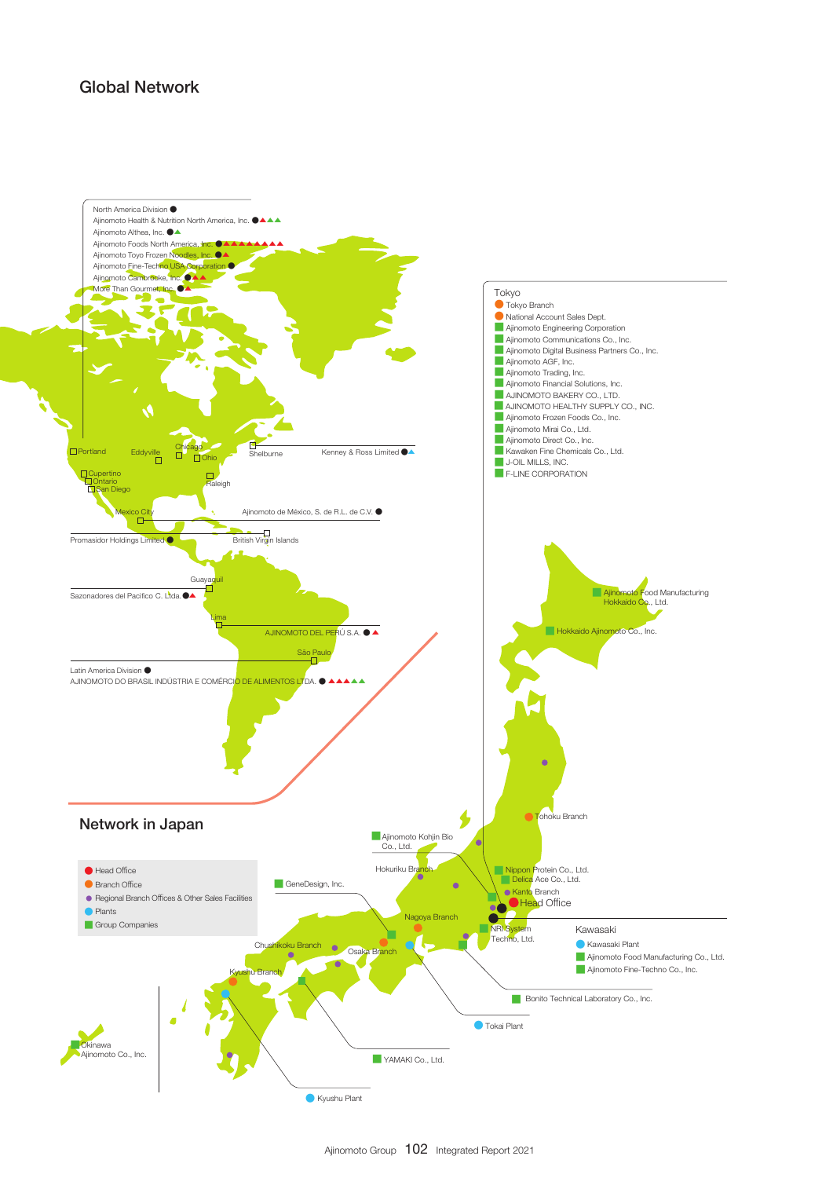## Global Network

North America Division ●
Ajinomoto Health & Nutrition North America, Inc. ●▲▲▲
Ajinomoto Althea, Inc. ●▲
Ajinomoto Foods North America, Inc. ●▲▲▲▲▲▲▲▲▲
Ajinomoto Toyo Frozen Noodles, Inc. ●▲
Ajinomoto Fine-Techno USA Corporation ●
Ajinomoto Cambrooke, Inc. ●▲▲
More Than Gourmet, Inc. ●▲

□Portland
Eddyville □
Chicago □
□Ohio
□ Shelburne
Kenney & Ross Limited ●▲
□Cupertino
□Ontario
□San Diego
□ Raleigh
Mexico City □
Ajinomoto de México, S. de R.L. de C.V. ●
Promasidor Holdings Limited ●
British Virgin Islands □
Guayaquil □
Sazonadores del Pacifico C. Ltda. ●▲
Lima □
AJINOMOTO DEL PERÚ S.A. ●▲
São Paulo □
Latin America Division ●
AJINOMOTO DO BRASIL INDÚSTRIA E COMÉRCIO DE ALIMENTOS LTDA. ●▲▲▲▲▲

## Network in Japan

- ● Head Office
- ● Branch Office
- ● Regional Branch Offices & Other Sales Facilities
- ● Plants
- ■ Group Companies

**Tokyo**
- ● Tokyo Branch
- ● National Account Sales Dept.
- ■ Ajinomoto Engineering Corporation
- ■ Ajinomoto Communications Co., Inc.
- ■ Ajinomoto Digital Business Partners Co., Inc.
- ■ Ajinomoto AGF, Inc.
- ■ Ajinomoto Trading, Inc.
- ■ Ajinomoto Financial Solutions, Inc.
- ■ AJINOMOTO BAKERY CO., LTD.
- ■ AJINOMOTO HEALTHY SUPPLY CO., INC.
- ■ Ajinomoto Frozen Foods Co., Inc.
- ■ Ajinomoto Mirai Co., Ltd.
- ■ Ajinomoto Direct Co., Inc.
- ■ Kawaken Fine Chemicals Co., Ltd.
- ■ J-OIL MILLS, INC.
- ■ F-LINE CORPORATION

■ Ajinomoto Food Manufacturing Hokkaido Co., Ltd.
■ Hokkaido Ajinomoto Co., Inc.
● Tohoku Branch
■ Ajinomoto Kohjin Bio Co., Ltd.
Hokuriku Branch
■ GeneDesign, Inc.
■ Nippon Protein Co., Ltd.
■ Delica Ace Co., Ltd.
● Kanto Branch
● Head Office
Nagoya Branch
■ NRI System Techno, Ltd.
Chushikoku Branch
Osaka Branch
Kyushu Branch

**Kawasaki**
- ● Kawasaki Plant
- ■ Ajinomoto Food Manufacturing Co., Ltd.
- ■ Ajinomoto Fine-Techno Co., Inc.

■ Bonito Technical Laboratory Co., Inc.
● Tokai Plant
■ Okinawa Ajinomoto Co., Inc.
■ YAMAKI Co., Ltd.
● Kyushu Plant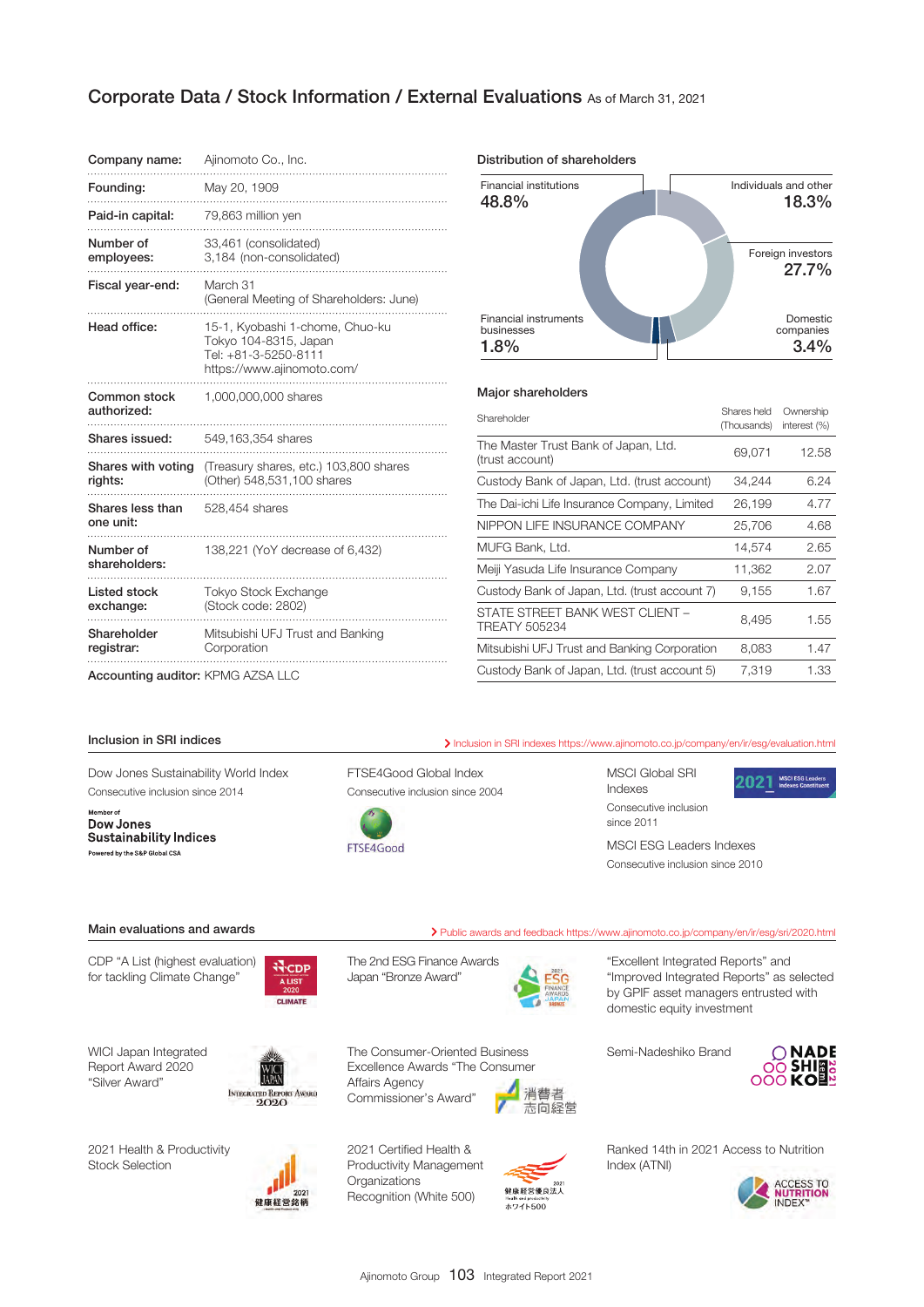# Corporate Data / Stock Information / External Evaluations As of March 31, 2021

| | |
|---|---|
| **Company name:** | Ajinomoto Co., Inc. |
| **Founding:** | May 20, 1909 |
| **Paid-in capital:** | 79,863 million yen |
| **Number of employees:** | 33,461 (consolidated)<br>3,184 (non-consolidated) |
| **Fiscal year-end:** | March 31<br>(General Meeting of Shareholders: June) |
| **Head office:** | 15-1, Kyobashi 1-chome, Chuo-ku<br>Tokyo 104-8315, Japan<br>Tel: +81-3-5250-8111<br>https://www.ajinomoto.com/ |
| **Common stock authorized:** | 1,000,000,000 shares |
| **Shares issued:** | 549,163,354 shares |
| **Shares with voting rights:** | (Treasury shares, etc.) 103,800 shares<br>(Other) 548,531,100 shares |
| **Shares less than one unit:** | 528,454 shares |
| **Number of shareholders:** | 138,221 (YoY decrease of 6,432) |
| **Listed stock exchange:** | Tokyo Stock Exchange<br>(Stock code: 2802) |
| **Shareholder registrar:** | Mitsubishi UFJ Trust and Banking Corporation |
| **Accounting auditor:** | KPMG AZSA LLC |

## Distribution of shareholders

- Financial institutions 48.8%
- Individuals and other 18.3%
- Foreign investors 27.7%
- Domestic companies 3.4%
- Financial instruments businesses 1.8%

## Major shareholders

| Shareholder | Shares held (Thousands) | Ownership interest (%) |
|---|---|---|
| The Master Trust Bank of Japan, Ltd. (trust account) | 69,071 | 12.58 |
| Custody Bank of Japan, Ltd. (trust account) | 34,244 | 6.24 |
| The Dai-ichi Life Insurance Company, Limited | 26,199 | 4.77 |
| NIPPON LIFE INSURANCE COMPANY | 25,706 | 4.68 |
| MUFG Bank, Ltd. | 14,574 | 2.65 |
| Meiji Yasuda Life Insurance Company | 11,362 | 2.07 |
| Custody Bank of Japan, Ltd. (trust account 7) | 9,155 | 1.67 |
| STATE STREET BANK WEST CLIENT – TREATY 505234 | 8,495 | 1.55 |
| Mitsubishi UFJ Trust and Banking Corporation | 8,083 | 1.47 |
| Custody Bank of Japan, Ltd. (trust account 5) | 7,319 | 1.33 |

## Inclusion in SRI indices

> Inclusion in SRI indexes https://www.ajinomoto.co.jp/company/en/ir/esg/evaluation.html

**Dow Jones Sustainability World Index**
Consecutive inclusion since 2014

Member of Dow Jones Sustainability Indices
Powered by the S&P Global CSA

**FTSE4Good Global Index**
Consecutive inclusion since 2004

FTSE4Good

**MSCI Global SRI Indexes**
Consecutive inclusion since 2011

2021 MSCI ESG Leaders Indexes Constituent

**MSCI ESG Leaders Indexes**
Consecutive inclusion since 2010

## Main evaluations and awards

> Public awards and feedback https://www.ajinomoto.co.jp/company/en/ir/esg/sri/2020.html

- CDP "A List (highest evaluation) for tackling Climate Change" (CDP A LIST 2020 CLIMATE)
- The 2nd ESG Finance Awards Japan "Bronze Award"
- "Excellent Integrated Reports" and "Improved Integrated Reports" as selected by GPIF asset managers entrusted with domestic equity investment
- WICI Japan Integrated Report Award 2020 "Silver Award"
- The Consumer-Oriented Business Excellence Awards "The Consumer Affairs Agency Commissioner's Award"
- Semi-Nadeshiko Brand
- 2021 Health & Productivity Stock Selection
- 2021 Certified Health & Productivity Management Organizations Recognition (White 500)
- Ranked 14th in 2021 Access to Nutrition Index (ATNI)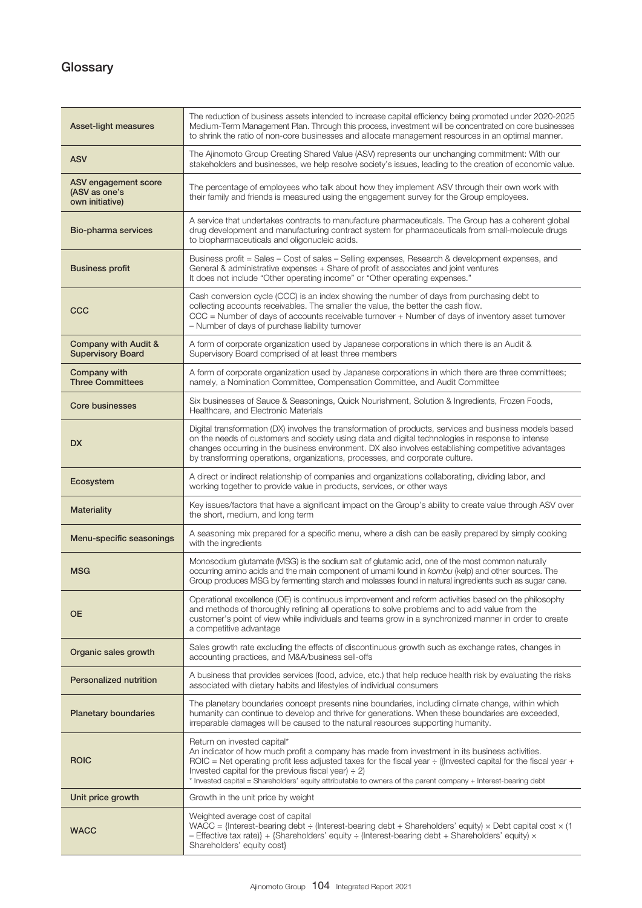# Glossary

| | |
|---|---|
| **Asset-light measures** | The reduction of business assets intended to increase capital efficiency being promoted under 2020-2025 Medium-Term Management Plan. Through this process, investment will be concentrated on core businesses to shrink the ratio of non-core businesses and allocate management resources in an optimal manner. |
| **ASV** | The Ajinomoto Group Creating Shared Value (ASV) represents our unchanging commitment: With our stakeholders and businesses, we help resolve society's issues, leading to the creation of economic value. |
| **ASV engagement score (ASV as one's own initiative)** | The percentage of employees who talk about how they implement ASV through their own work with their family and friends is measured using the engagement survey for the Group employees. |
| **Bio-pharma services** | A service that undertakes contracts to manufacture pharmaceuticals. The Group has a coherent global drug development and manufacturing contract system for pharmaceuticals from small-molecule drugs to biopharmaceuticals and oligonucleic acids. |
| **Business profit** | Business profit = Sales – Cost of sales – Selling expenses, Research & development expenses, and General & administrative expenses + Share of profit of associates and joint ventures<br>It does not include "Other operating income" or "Other operating expenses." |
| **CCC** | Cash conversion cycle (CCC) is an index showing the number of days from purchasing debt to collecting accounts receivables. The smaller the value, the better the cash flow.<br>CCC = Number of days of accounts receivable turnover + Number of days of inventory asset turnover – Number of days of purchase liability turnover |
| **Company with Audit & Supervisory Board** | A form of corporate organization used by Japanese corporations in which there is an Audit & Supervisory Board comprised of at least three members |
| **Company with Three Committees** | A form of corporate organization used by Japanese corporations in which there are three committees; namely, a Nomination Committee, Compensation Committee, and Audit Committee |
| **Core businesses** | Six businesses of Sauce & Seasonings, Quick Nourishment, Solution & Ingredients, Frozen Foods, Healthcare, and Electronic Materials |
| **DX** | Digital transformation (DX) involves the transformation of products, services and business models based on the needs of customers and society using data and digital technologies in response to intense changes occurring in the business environment. DX also involves establishing competitive advantages by transforming operations, organizations, processes, and corporate culture. |
| **Ecosystem** | A direct or indirect relationship of companies and organizations collaborating, dividing labor, and working together to provide value in products, services, or other ways |
| **Materiality** | Key issues/factors that have a significant impact on the Group's ability to create value through ASV over the short, medium, and long term |
| **Menu-specific seasonings** | A seasoning mix prepared for a specific menu, where a dish can be easily prepared by simply cooking with the ingredients |
| **MSG** | Monosodium glutamate (MSG) is the sodium salt of glutamic acid, one of the most common naturally occurring amino acids and the main component of umami found in *kombu* (kelp) and other sources. The Group produces MSG by fermenting starch and molasses found in natural ingredients such as sugar cane. |
| **OE** | Operational excellence (OE) is continuous improvement and reform activities based on the philosophy and methods of thoroughly refining all operations to solve problems and to add value from the customer's point of view while individuals and teams grow in a synchronized manner in order to create a competitive advantage |
| **Organic sales growth** | Sales growth rate excluding the effects of discontinuous growth such as exchange rates, changes in accounting practices, and M&A/business sell-offs |
| **Personalized nutrition** | A business that provides services (food, advice, etc.) that help reduce health risk by evaluating the risks associated with dietary habits and lifestyles of individual consumers |
| **Planetary boundaries** | The planetary boundaries concept presents nine boundaries, including climate change, within which humanity can continue to develop and thrive for generations. When these boundaries are exceeded, irreparable damages will be caused to the natural resources supporting humanity. |
| **ROIC** | Return on invested capital*<br>An indicator of how much profit a company has made from investment in its business activities.<br>ROIC = Net operating profit less adjusted taxes for the fiscal year ÷ ((Invested capital for the fiscal year + Invested capital for the previous fiscal year) ÷ 2)<br>* Invested capital = Shareholders' equity attributable to owners of the parent company + Interest-bearing debt |
| **Unit price growth** | Growth in the unit price by weight |
| **WACC** | Weighted average cost of capital<br>WACC = {Interest-bearing debt ÷ (Interest-bearing debt + Shareholders' equity) × Debt capital cost × (1 – Effective tax rate)} + {Shareholders' equity ÷ (Interest-bearing debt + Shareholders' equity) × Shareholders' equity cost} |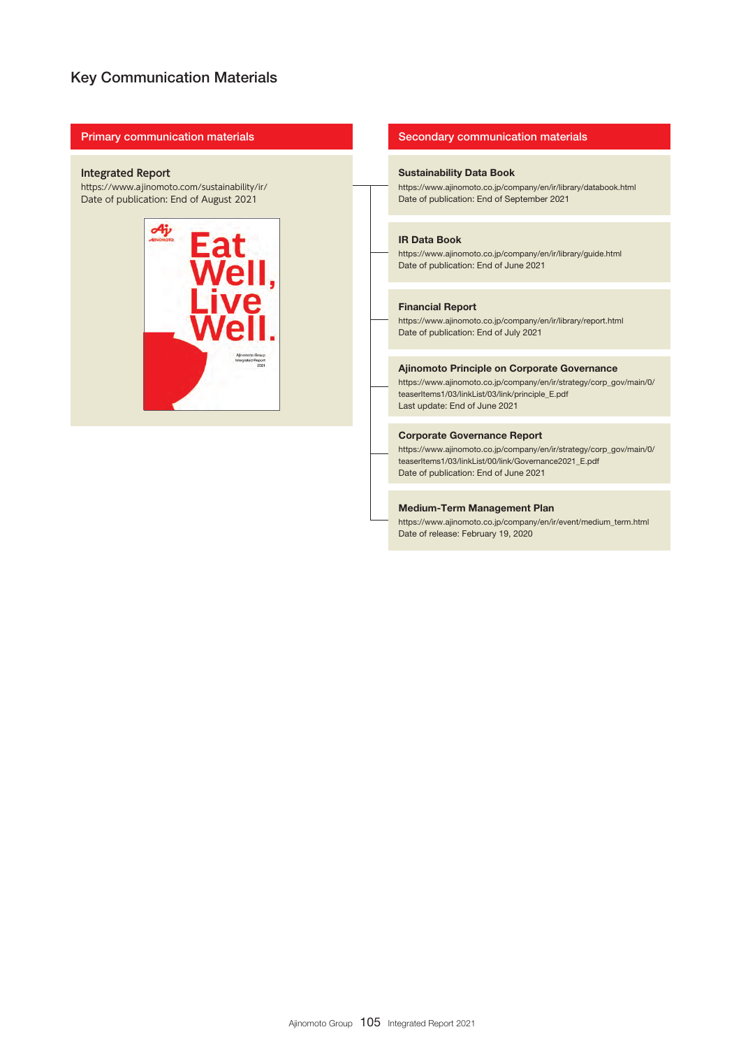# Key Communication Materials

## Primary communication materials

### Integrated Report

https://www.ajinomoto.com/sustainability/ir/
Date of publication: End of August 2021

## Secondary communication materials

### Sustainability Data Book

https://www.ajinomoto.co.jp/company/en/ir/library/databook.html
Date of publication: End of September 2021

### IR Data Book

https://www.ajinomoto.co.jp/company/en/ir/library/guide.html
Date of publication: End of June 2021

### Financial Report

https://www.ajinomoto.co.jp/company/en/ir/library/report.html
Date of publication: End of July 2021

### Ajinomoto Principle on Corporate Governance

https://www.ajinomoto.co.jp/company/en/ir/strategy/corp_gov/main/0/teaserItems1/03/linkList/03/link/principle_E.pdf
Last update: End of June 2021

### Corporate Governance Report

https://www.ajinomoto.co.jp/company/en/ir/strategy/corp_gov/main/0/teaserItems1/03/linkList/00/link/Governance2021_E.pdf
Date of publication: End of June 2021

### Medium-Term Management Plan

https://www.ajinomoto.co.jp/company/en/ir/event/medium_term.html
Date of release: February 19, 2020